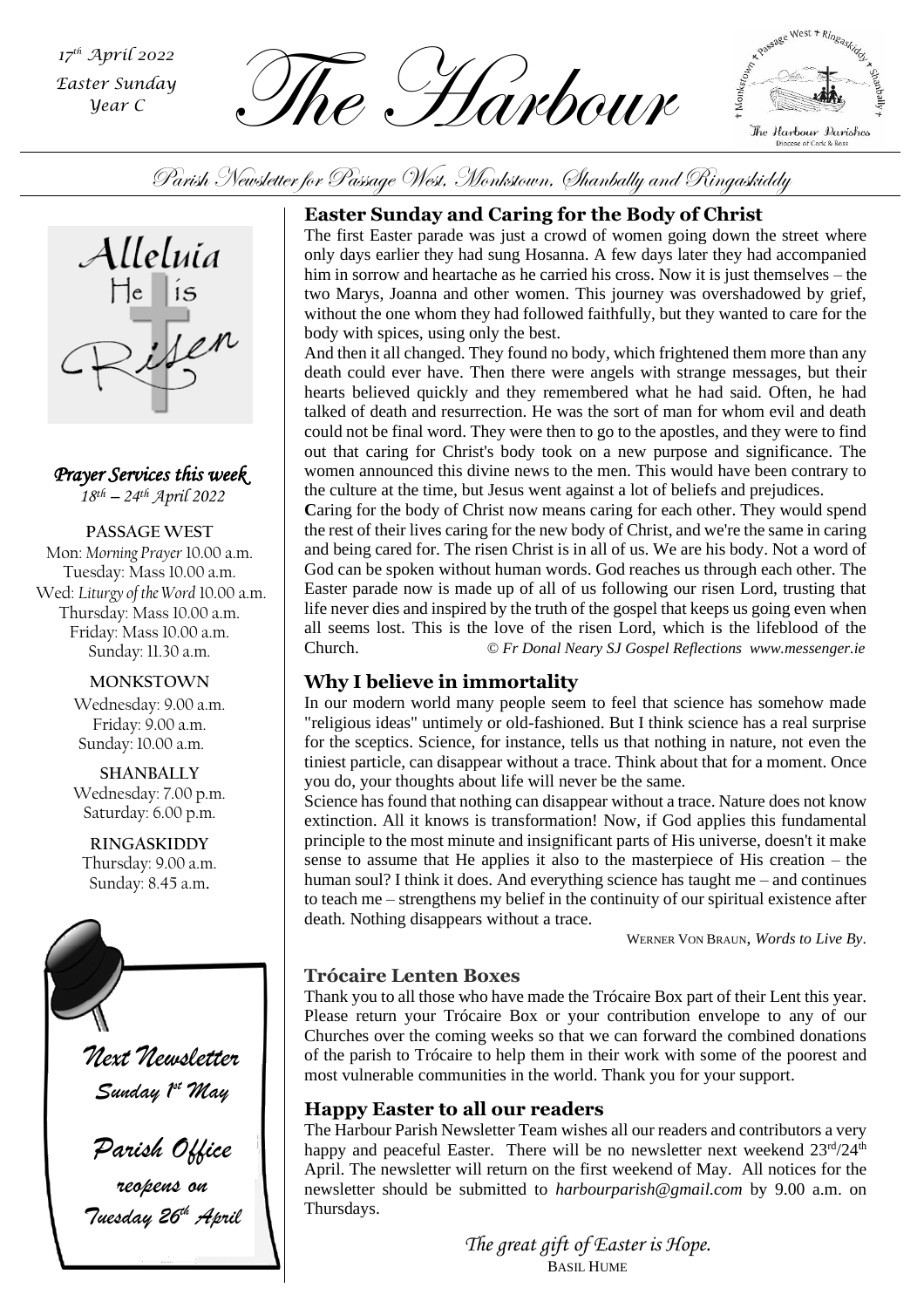17th April 2022
Easter Sunday
Year C

# The Harbour

*Parish Newsletter for Passage West, Monkstown, Shanbally and Ringaskiddy*

Alleluia He is Risen

### *Prayer Services this week*

*18th – 24th April 2022*

**PASSAGE WEST**
Mon: *Morning Prayer* 10.00 a.m.
Tuesday: Mass 10.00 a.m.
Wed: *Liturgy of the Word* 10.00 a.m.
Thursday: Mass 10.00 a.m.
Friday: Mass 10.00 a.m.
Sunday: 11.30 a.m.

**MONKSTOWN**
Wednesday: 9.00 a.m.
Friday: 9.00 a.m.
Sunday: 10.00 a.m.

**SHANBALLY**
Wednesday: 7.00 p.m.
Saturday: 6.00 p.m.

**RINGASKIDDY**
Thursday: 9.00 a.m.
Sunday: 8.45 a.m.

*Next Newsletter*
*Sunday 1st May*

*Parish Office reopens on Tuesday 26th April*

## Easter Sunday and Caring for the Body of Christ

The first Easter parade was just a crowd of women going down the street where only days earlier they had sung Hosanna. A few days later they had accompanied him in sorrow and heartache as he carried his cross. Now it is just themselves – the two Marys, Joanna and other women. This journey was overshadowed by grief, without the one whom they had followed faithfully, but they wanted to care for the body with spices, using only the best.

And then it all changed. They found no body, which frightened them more than any death could ever have. Then there were angels with strange messages, but their hearts believed quickly and they remembered what he had said. Often, he had talked of death and resurrection. He was the sort of man for whom evil and death could not be final word. They were then to go to the apostles, and they were to find out that caring for Christ's body took on a new purpose and significance. The women announced this divine news to the men. This would have been contrary to the culture at the time, but Jesus went against a lot of beliefs and prejudices.

**C**aring for the body of Christ now means caring for each other. They would spend the rest of their lives caring for the new body of Christ, and we're the same in caring and being cared for. The risen Christ is in all of us. We are his body. Not a word of God can be spoken without human words. God reaches us through each other. The Easter parade now is made up of all of us following our risen Lord, trusting that life never dies and inspired by the truth of the gospel that keeps us going even when all seems lost. This is the love of the risen Lord, which is the lifeblood of the Church. *© Fr Donal Neary SJ Gospel Reflections www.messenger.ie*

## Why I believe in immortality

In our modern world many people seem to feel that science has somehow made "religious ideas" untimely or old-fashioned. But I think science has a real surprise for the sceptics. Science, for instance, tells us that nothing in nature, not even the tiniest particle, can disappear without a trace. Think about that for a moment. Once you do, your thoughts about life will never be the same.

Science has found that nothing can disappear without a trace. Nature does not know extinction. All it knows is transformation! Now, if God applies this fundamental principle to the most minute and insignificant parts of His universe, doesn't it make sense to assume that He applies it also to the masterpiece of His creation – the human soul? I think it does. And everything science has taught me – and continues to teach me – strengthens my belief in the continuity of our spiritual existence after death. Nothing disappears without a trace.

WERNER VON BRAUN, *Words to Live By*.

## Trócaire Lenten Boxes

Thank you to all those who have made the Trócaire Box part of their Lent this year. Please return your Trócaire Box or your contribution envelope to any of our Churches over the coming weeks so that we can forward the combined donations of the parish to Trócaire to help them in their work with some of the poorest and most vulnerable communities in the world. Thank you for your support.

## Happy Easter to all our readers

The Harbour Parish Newsletter Team wishes all our readers and contributors a very happy and peaceful Easter. There will be no newsletter next weekend 23rd/24th April. The newsletter will return on the first weekend of May. All notices for the newsletter should be submitted to *harbourparish@gmail.com* by 9.00 a.m. on Thursdays.

*The great gift of Easter is Hope.*
BASIL HUME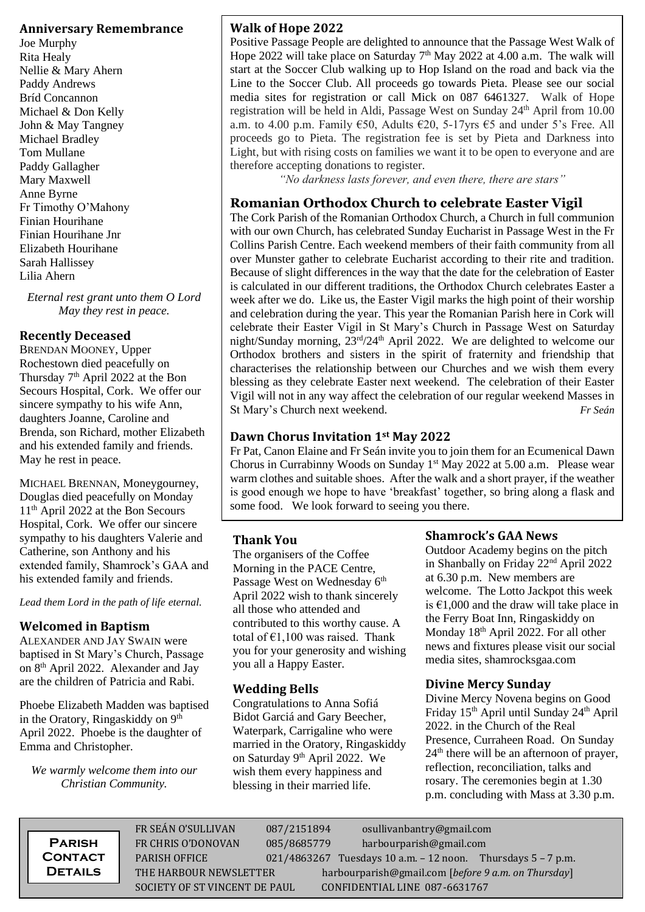## Anniversary Remembrance

Joe Murphy
Rita Healy
Nellie & Mary Ahern
Paddy Andrews
Bríd Concannon
Michael & Don Kelly
John & May Tangney
Michael Bradley
Tom Mullane
Paddy Gallagher
Mary Maxwell
Anne Byrne
Fr Timothy O'Mahony
Finian Hourihane
Finian Hourihane Jnr
Elizabeth Hourihane
Sarah Hallissey
Lilia Ahern

*Eternal rest grant unto them O Lord*
*May they rest in peace.*

## Recently Deceased

BRENDAN MOONEY, Upper Rochestown died peacefully on Thursday 7th April 2022 at the Bon Secours Hospital, Cork. We offer our sincere sympathy to his wife Ann, daughters Joanne, Caroline and Brenda, son Richard, mother Elizabeth and his extended family and friends. May he rest in peace.

MICHAEL BRENNAN, Moneygourney, Douglas died peacefully on Monday 11th April 2022 at the Bon Secours Hospital, Cork. We offer our sincere sympathy to his daughters Valerie and Catherine, son Anthony and his extended family, Shamrock's GAA and his extended family and friends.

*Lead them Lord in the path of life eternal.*

## Welcomed in Baptism

ALEXANDER AND JAY SWAIN were baptised in St Mary's Church, Passage on 8th April 2022. Alexander and Jay are the children of Patricia and Rabi.

Phoebe Elizabeth Madden was baptised in the Oratory, Ringaskiddy on 9th April 2022. Phoebe is the daughter of Emma and Christopher.

*We warmly welcome them into our Christian Community.*

## Walk of Hope 2022

Positive Passage People are delighted to announce that the Passage West Walk of Hope 2022 will take place on Saturday 7th May 2022 at 4.00 a.m. The walk will start at the Soccer Club walking up to Hop Island on the road and back via the Line to the Soccer Club. All proceeds go towards Pieta. Please see our social media sites for registration or call Mick on 087 6461327. Walk of Hope registration will be held in Aldi, Passage West on Sunday 24th April from 10.00 a.m. to 4.00 p.m. Family €50, Adults €20, 5-17yrs €5 and under 5's Free. All proceeds go to Pieta. The registration fee is set by Pieta and Darkness into Light, but with rising costs on families we want it to be open to everyone and are therefore accepting donations to register.

*"No darkness lasts forever, and even there, there are stars"*

## Romanian Orthodox Church to celebrate Easter Vigil

The Cork Parish of the Romanian Orthodox Church, a Church in full communion with our own Church, has celebrated Sunday Eucharist in Passage West in the Fr Collins Parish Centre. Each weekend members of their faith community from all over Munster gather to celebrate Eucharist according to their rite and tradition. Because of slight differences in the way that the date for the celebration of Easter is calculated in our different traditions, the Orthodox Church celebrates Easter a week after we do. Like us, the Easter Vigil marks the high point of their worship and celebration during the year. This year the Romanian Parish here in Cork will celebrate their Easter Vigil in St Mary's Church in Passage West on Saturday night/Sunday morning, 23rd/24th April 2022. We are delighted to welcome our Orthodox brothers and sisters in the spirit of fraternity and friendship that characterises the relationship between our Churches and we wish them every blessing as they celebrate Easter next weekend. The celebration of their Easter Vigil will not in any way affect the celebration of our regular weekend Masses in St Mary's Church next weekend. *Fr Seán*

## Dawn Chorus Invitation 1st May 2022

Fr Pat, Canon Elaine and Fr Seán invite you to join them for an Ecumenical Dawn Chorus in Currabinny Woods on Sunday 1st May 2022 at 5.00 a.m. Please wear warm clothes and suitable shoes. After the walk and a short prayer, if the weather is good enough we hope to have 'breakfast' together, so bring along a flask and some food. We look forward to seeing you there.

## Thank You

The organisers of the Coffee Morning in the PACE Centre, Passage West on Wednesday 6th April 2022 wish to thank sincerely all those who attended and contributed to this worthy cause. A total of €1,100 was raised. Thank you for your generosity and wishing you all a Happy Easter.

## Wedding Bells

Congratulations to Anna Sofiá Bidot Garciá and Gary Beecher, Waterpark, Carrigaline who were married in the Oratory, Ringaskiddy on Saturday 9th April 2022. We wish them every happiness and blessing in their married life.

## Shamrock's GAA News

Outdoor Academy begins on the pitch in Shanbally on Friday 22nd April 2022 at 6.30 p.m. New members are welcome. The Lotto Jackpot this week is €1,000 and the draw will take place in the Ferry Boat Inn, Ringaskiddy on Monday 18th April 2022. For all other news and fixtures please visit our social media sites, shamrocksgaa.com

## Divine Mercy Sunday

Divine Mercy Novena begins on Good Friday 15th April until Sunday 24th April 2022. in the Church of the Real Presence, Curraheen Road. On Sunday 24th there will be an afternoon of prayer, reflection, reconciliation, talks and rosary. The ceremonies begin at 1.30 p.m. concluding with Mass at 3.30 p.m.

## Parish Contact Details

| | | |
|---|---|---|
| FR SEÁN O'SULLIVAN | 087/2151894 | osullivanbantry@gmail.com |
| FR CHRIS O'DONOVAN | 085/8685779 | harbourparish@gmail.com |
| PARISH OFFICE | 021/4863267 | Tuesdays 10 a.m. – 12 noon. Thursdays 5 – 7 p.m. |
| THE HARBOUR NEWSLETTER | | harbourparish@gmail.com [*before 9 a.m. on Thursday*] |
| SOCIETY OF ST VINCENT DE PAUL | | CONFIDENTIAL LINE 087-6631767 |